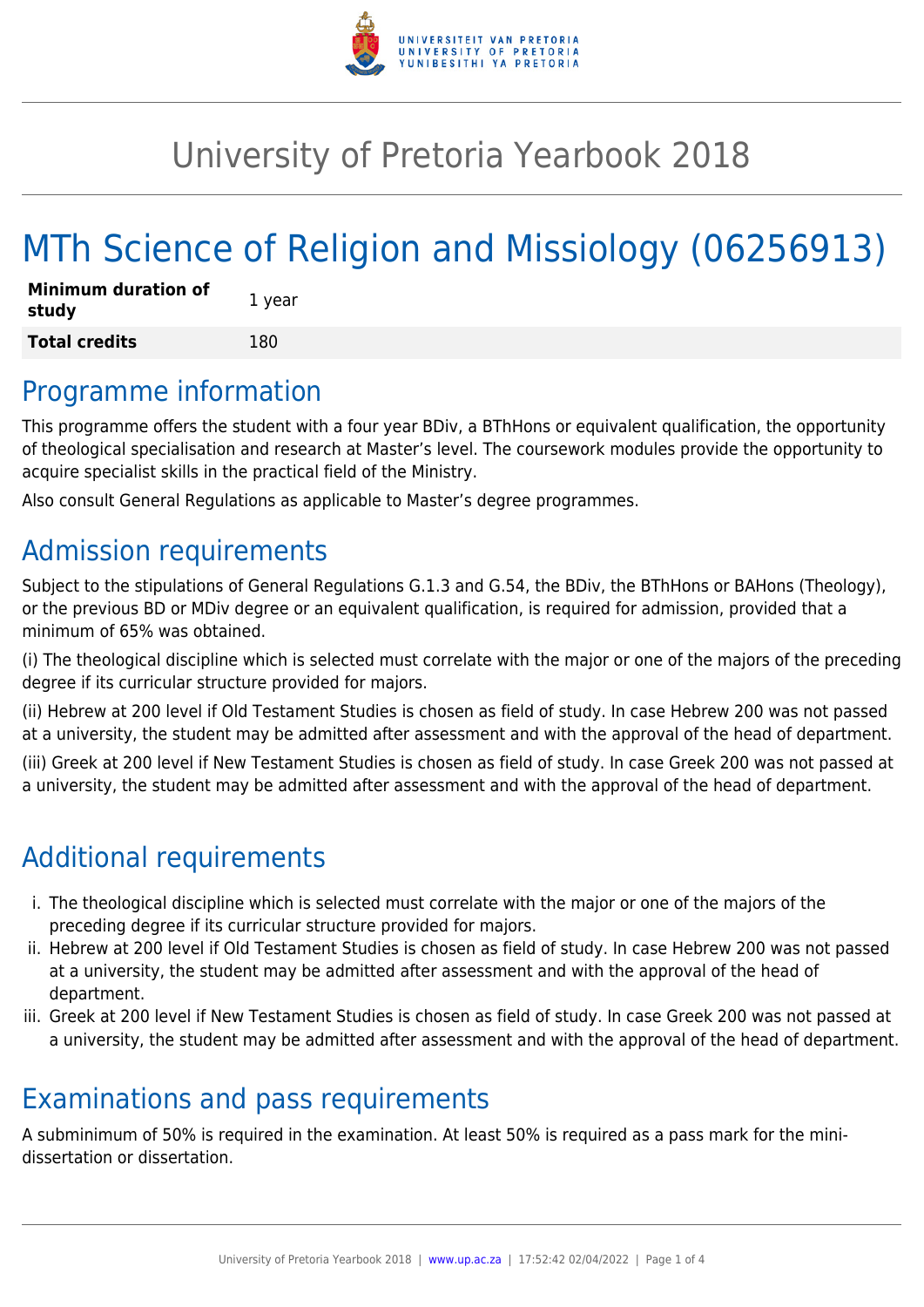# University of Pretoria Yearbook 2018

# MTh Science of Religion and Missiology (06256913)

| **Minimum duration of study** | 1 year |
|---|---|
| **Total credits** | 180 |

## Programme information

This programme offers the student with a four year BDiv, a BThHons or equivalent qualification, the opportunity of theological specialisation and research at Master's level. The coursework modules provide the opportunity to acquire specialist skills in the practical field of the Ministry.

Also consult General Regulations as applicable to Master's degree programmes.

## Admission requirements

Subject to the stipulations of General Regulations G.1.3 and G.54, the BDiv, the BThHons or BAHons (Theology), or the previous BD or MDiv degree or an equivalent qualification, is required for admission, provided that a minimum of 65% was obtained.

(i) The theological discipline which is selected must correlate with the major or one of the majors of the preceding degree if its curricular structure provided for majors.

(ii) Hebrew at 200 level if Old Testament Studies is chosen as field of study. In case Hebrew 200 was not passed at a university, the student may be admitted after assessment and with the approval of the head of department.

(iii) Greek at 200 level if New Testament Studies is chosen as field of study. In case Greek 200 was not passed at a university, the student may be admitted after assessment and with the approval of the head of department.

## Additional requirements

i. The theological discipline which is selected must correlate with the major or one of the majors of the preceding degree if its curricular structure provided for majors.
ii. Hebrew at 200 level if Old Testament Studies is chosen as field of study. In case Hebrew 200 was not passed at a university, the student may be admitted after assessment and with the approval of the head of department.
iii. Greek at 200 level if New Testament Studies is chosen as field of study. In case Greek 200 was not passed at a university, the student may be admitted after assessment and with the approval of the head of department.

## Examinations and pass requirements

A subminimum of 50% is required in the examination. At least 50% is required as a pass mark for the mini-dissertation or dissertation.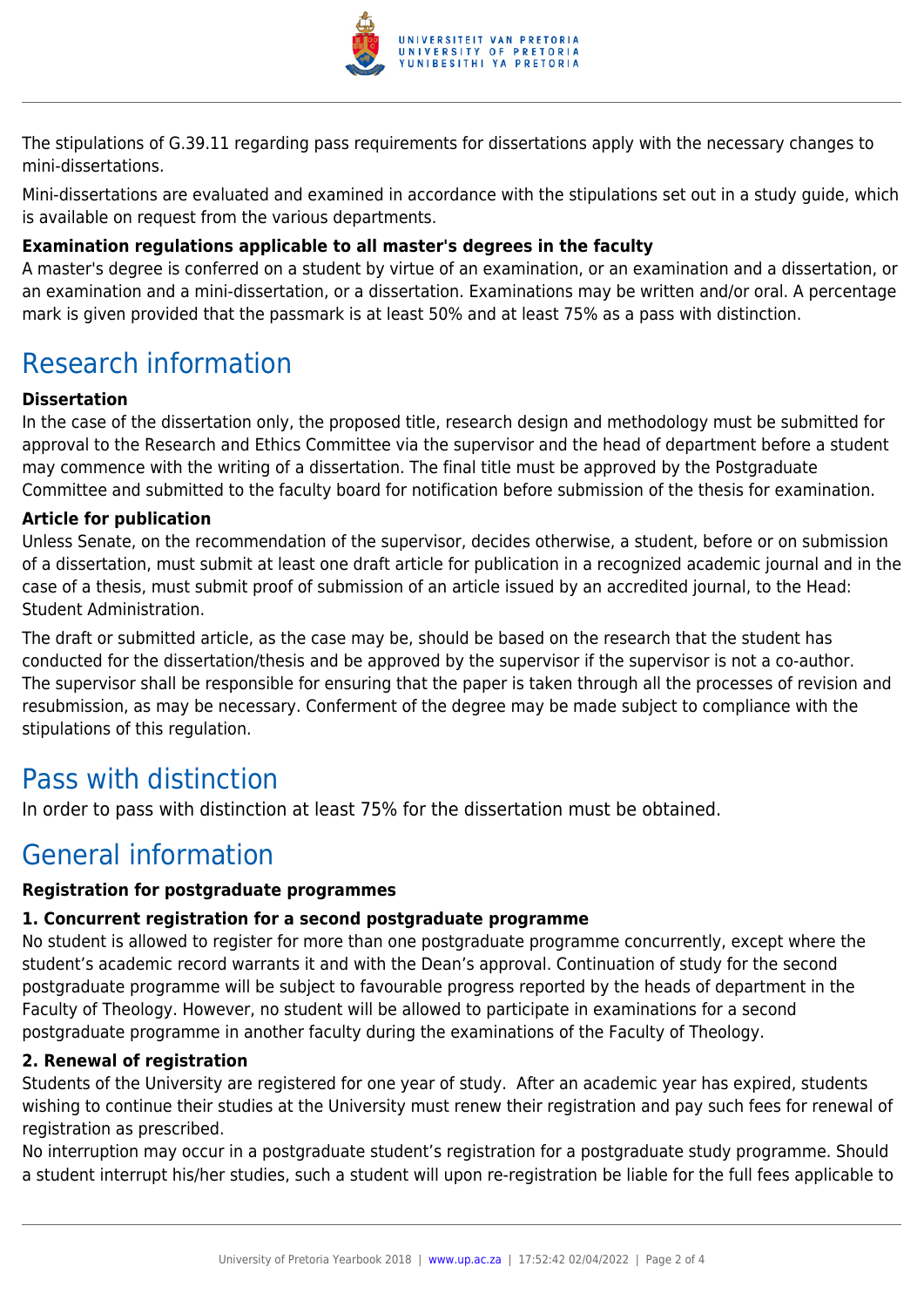The stipulations of G.39.11 regarding pass requirements for dissertations apply with the necessary changes to mini-dissertations.

Mini-dissertations are evaluated and examined in accordance with the stipulations set out in a study guide, which is available on request from the various departments.

**Examination regulations applicable to all master's degrees in the faculty**

A master's degree is conferred on a student by virtue of an examination, or an examination and a dissertation, or an examination and a mini-dissertation, or a dissertation. Examinations may be written and/or oral. A percentage mark is given provided that the passmark is at least 50% and at least 75% as a pass with distinction.

## Research information

**Dissertation**

In the case of the dissertation only, the proposed title, research design and methodology must be submitted for approval to the Research and Ethics Committee via the supervisor and the head of department before a student may commence with the writing of a dissertation. The final title must be approved by the Postgraduate Committee and submitted to the faculty board for notification before submission of the thesis for examination.

**Article for publication**

Unless Senate, on the recommendation of the supervisor, decides otherwise, a student, before or on submission of a dissertation, must submit at least one draft article for publication in a recognized academic journal and in the case of a thesis, must submit proof of submission of an article issued by an accredited journal, to the Head: Student Administration.

The draft or submitted article, as the case may be, should be based on the research that the student has conducted for the dissertation/thesis and be approved by the supervisor if the supervisor is not a co-author. The supervisor shall be responsible for ensuring that the paper is taken through all the processes of revision and resubmission, as may be necessary. Conferment of the degree may be made subject to compliance with the stipulations of this regulation.

## Pass with distinction

In order to pass with distinction at least 75% for the dissertation must be obtained.

## General information

**Registration for postgraduate programmes**

**1. Concurrent registration for a second postgraduate programme**

No student is allowed to register for more than one postgraduate programme concurrently, except where the student's academic record warrants it and with the Dean's approval. Continuation of study for the second postgraduate programme will be subject to favourable progress reported by the heads of department in the Faculty of Theology. However, no student will be allowed to participate in examinations for a second postgraduate programme in another faculty during the examinations of the Faculty of Theology.

**2. Renewal of registration**

Students of the University are registered for one year of study. After an academic year has expired, students wishing to continue their studies at the University must renew their registration and pay such fees for renewal of registration as prescribed.

No interruption may occur in a postgraduate student's registration for a postgraduate study programme. Should a student interrupt his/her studies, such a student will upon re-registration be liable for the full fees applicable to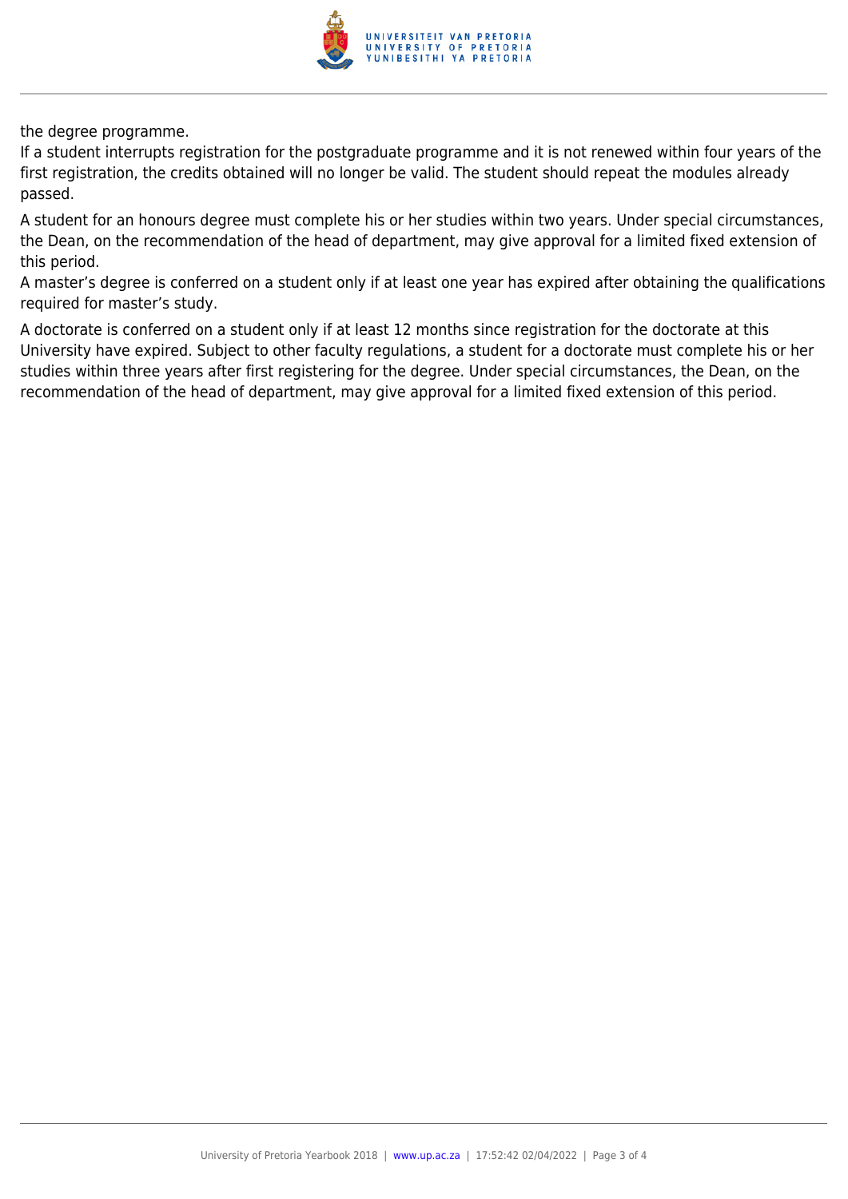the degree programme.
If a student interrupts registration for the postgraduate programme and it is not renewed within four years of the first registration, the credits obtained will no longer be valid. The student should repeat the modules already passed.

A student for an honours degree must complete his or her studies within two years. Under special circumstances, the Dean, on the recommendation of the head of department, may give approval for a limited fixed extension of this period.
A master's degree is conferred on a student only if at least one year has expired after obtaining the qualifications required for master's study.

A doctorate is conferred on a student only if at least 12 months since registration for the doctorate at this University have expired. Subject to other faculty regulations, a student for a doctorate must complete his or her studies within three years after first registering for the degree. Under special circumstances, the Dean, on the recommendation of the head of department, may give approval for a limited fixed extension of this period.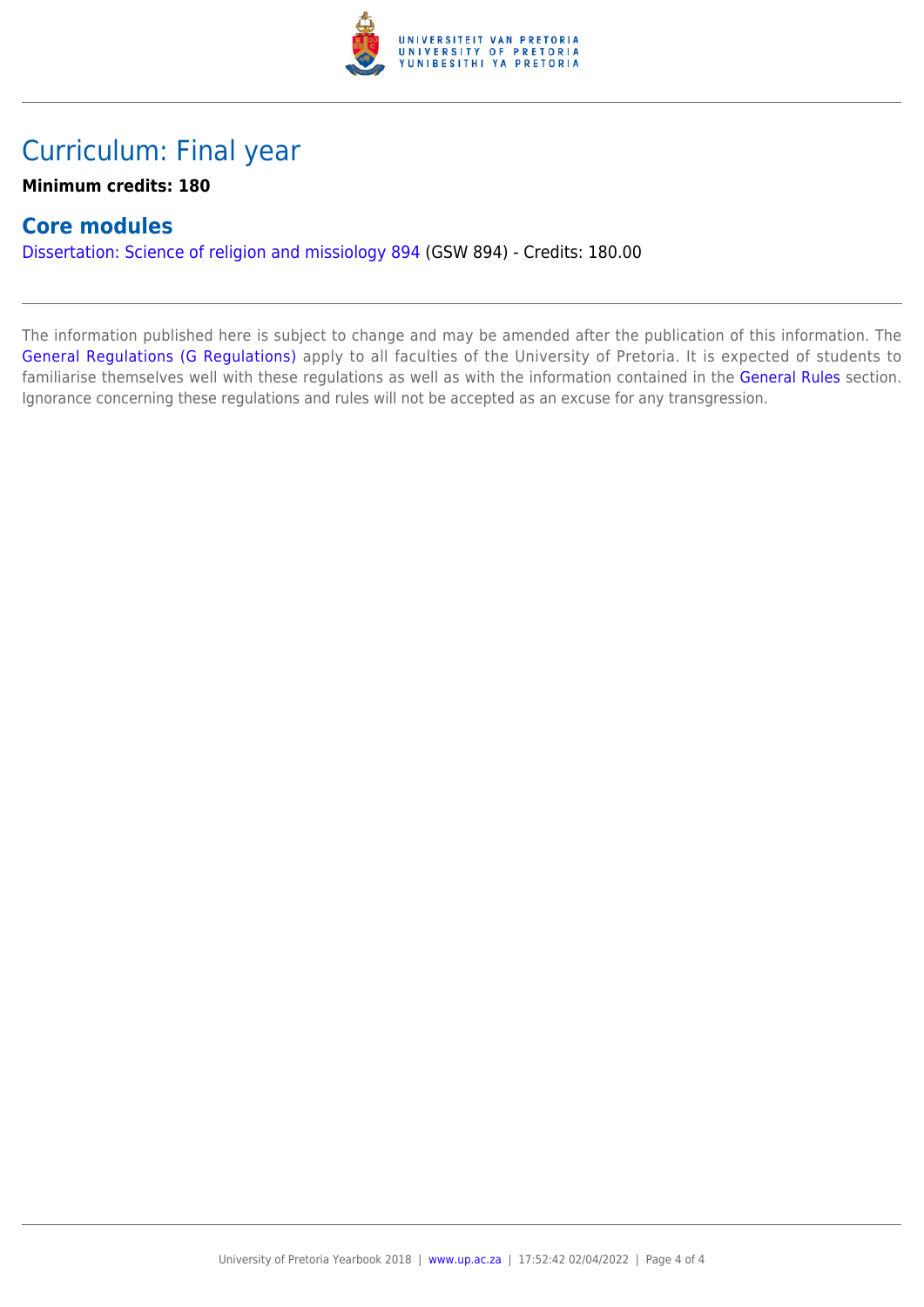## Curriculum: Final year

**Minimum credits: 180**

### Core modules

Dissertation: Science of religion and missiology 894 (GSW 894) - Credits: 180.00

The information published here is subject to change and may be amended after the publication of this information. The General Regulations (G Regulations) apply to all faculties of the University of Pretoria. It is expected of students to familiarise themselves well with these regulations as well as with the information contained in the General Rules section. Ignorance concerning these regulations and rules will not be accepted as an excuse for any transgression.